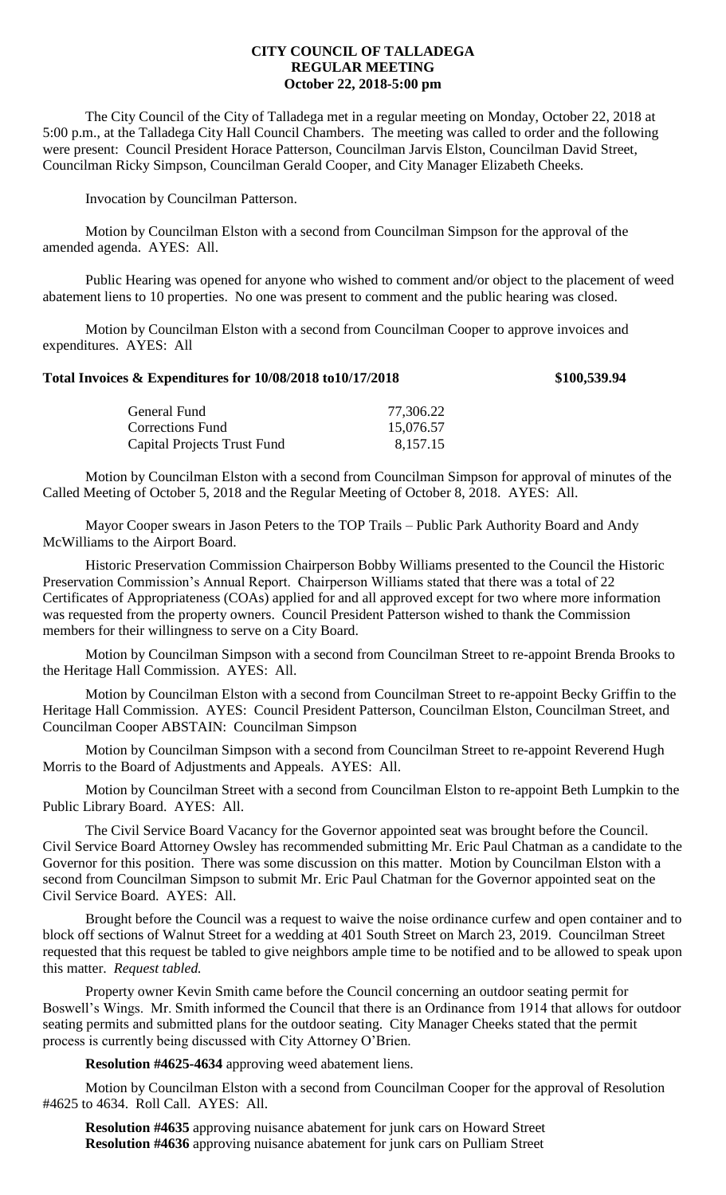**CITY COUNCIL OF TALLADEGA**
**REGULAR MEETING**
**October 22, 2018-5:00 pm**

The City Council of the City of Talladega met in a regular meeting on Monday, October 22, 2018 at 5:00 p.m., at the Talladega City Hall Council Chambers. The meeting was called to order and the following were present: Council President Horace Patterson, Councilman Jarvis Elston, Councilman David Street, Councilman Ricky Simpson, Councilman Gerald Cooper, and City Manager Elizabeth Cheeks.

Invocation by Councilman Patterson.

Motion by Councilman Elston with a second from Councilman Simpson for the approval of the amended agenda. AYES: All.

Public Hearing was opened for anyone who wished to comment and/or object to the placement of weed abatement liens to 10 properties. No one was present to comment and the public hearing was closed.

Motion by Councilman Elston with a second from Councilman Cooper to approve invoices and expenditures. AYES: All

**Total Invoices & Expenditures for 10/08/2018 to10/17/2018 $100,539.94**

| | |
|---|---|
| General Fund | 77,306.22 |
| Corrections Fund | 15,076.57 |
| Capital Projects Trust Fund | 8,157.15 |

Motion by Councilman Elston with a second from Councilman Simpson for approval of minutes of the Called Meeting of October 5, 2018 and the Regular Meeting of October 8, 2018. AYES: All.

Mayor Cooper swears in Jason Peters to the TOP Trails – Public Park Authority Board and Andy McWilliams to the Airport Board.

Historic Preservation Commission Chairperson Bobby Williams presented to the Council the Historic Preservation Commission's Annual Report. Chairperson Williams stated that there was a total of 22 Certificates of Appropriateness (COAs) applied for and all approved except for two where more information was requested from the property owners. Council President Patterson wished to thank the Commission members for their willingness to serve on a City Board.

Motion by Councilman Simpson with a second from Councilman Street to re-appoint Brenda Brooks to the Heritage Hall Commission. AYES: All.

Motion by Councilman Elston with a second from Councilman Street to re-appoint Becky Griffin to the Heritage Hall Commission. AYES: Council President Patterson, Councilman Elston, Councilman Street, and Councilman Cooper ABSTAIN: Councilman Simpson

Motion by Councilman Simpson with a second from Councilman Street to re-appoint Reverend Hugh Morris to the Board of Adjustments and Appeals. AYES: All.

Motion by Councilman Street with a second from Councilman Elston to re-appoint Beth Lumpkin to the Public Library Board. AYES: All.

The Civil Service Board Vacancy for the Governor appointed seat was brought before the Council. Civil Service Board Attorney Owsley has recommended submitting Mr. Eric Paul Chatman as a candidate to the Governor for this position. There was some discussion on this matter. Motion by Councilman Elston with a second from Councilman Simpson to submit Mr. Eric Paul Chatman for the Governor appointed seat on the Civil Service Board. AYES: All.

Brought before the Council was a request to waive the noise ordinance curfew and open container and to block off sections of Walnut Street for a wedding at 401 South Street on March 23, 2019. Councilman Street requested that this request be tabled to give neighbors ample time to be notified and to be allowed to speak upon this matter. *Request tabled.*

Property owner Kevin Smith came before the Council concerning an outdoor seating permit for Boswell's Wings. Mr. Smith informed the Council that there is an Ordinance from 1914 that allows for outdoor seating permits and submitted plans for the outdoor seating. City Manager Cheeks stated that the permit process is currently being discussed with City Attorney O'Brien.

**Resolution #4625-4634** approving weed abatement liens.

Motion by Councilman Elston with a second from Councilman Cooper for the approval of Resolution #4625 to 4634. Roll Call. AYES: All.

**Resolution #4635** approving nuisance abatement for junk cars on Howard Street
**Resolution #4636** approving nuisance abatement for junk cars on Pulliam Street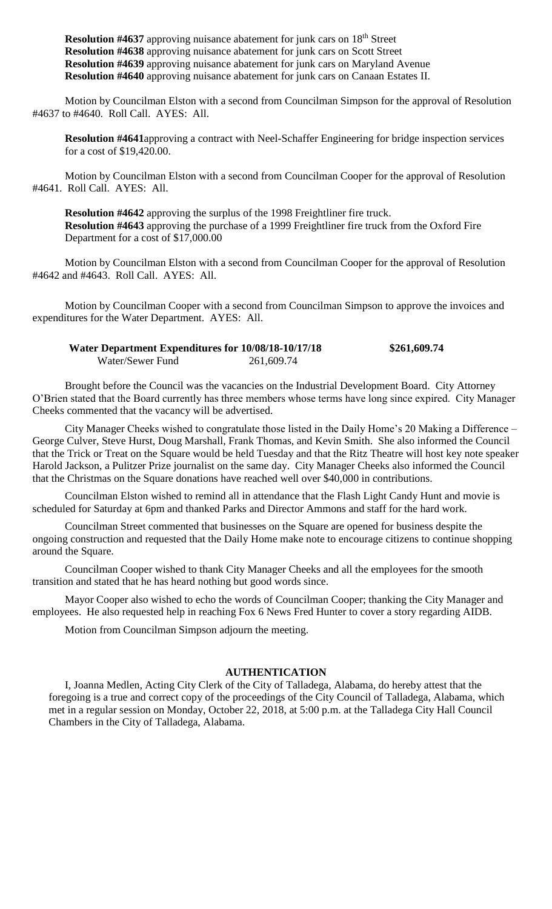**Resolution #4637** approving nuisance abatement for junk cars on 18th Street
**Resolution #4638** approving nuisance abatement for junk cars on Scott Street
**Resolution #4639** approving nuisance abatement for junk cars on Maryland Avenue
**Resolution #4640** approving nuisance abatement for junk cars on Canaan Estates II.

Motion by Councilman Elston with a second from Councilman Simpson for the approval of Resolution #4637 to #4640. Roll Call. AYES: All.

**Resolution #4641**approving a contract with Neel-Schaffer Engineering for bridge inspection services for a cost of $19,420.00.

Motion by Councilman Elston with a second from Councilman Cooper for the approval of Resolution #4641. Roll Call. AYES: All.

**Resolution #4642** approving the surplus of the 1998 Freightliner fire truck.
**Resolution #4643** approving the purchase of a 1999 Freightliner fire truck from the Oxford Fire Department for a cost of $17,000.00

Motion by Councilman Elston with a second from Councilman Cooper for the approval of Resolution #4642 and #4643. Roll Call. AYES: All.

Motion by Councilman Cooper with a second from Councilman Simpson to approve the invoices and expenditures for the Water Department. AYES: All.

| | | |
|---|---|---|
| **Water Department Expenditures for 10/08/18-10/17/18** | | **$261,609.74** |
| Water/Sewer Fund | 261,609.74 | |

Brought before the Council was the vacancies on the Industrial Development Board. City Attorney O'Brien stated that the Board currently has three members whose terms have long since expired. City Manager Cheeks commented that the vacancy will be advertised.

City Manager Cheeks wished to congratulate those listed in the Daily Home's 20 Making a Difference – George Culver, Steve Hurst, Doug Marshall, Frank Thomas, and Kevin Smith. She also informed the Council that the Trick or Treat on the Square would be held Tuesday and that the Ritz Theatre will host key note speaker Harold Jackson, a Pulitzer Prize journalist on the same day. City Manager Cheeks also informed the Council that the Christmas on the Square donations have reached well over $40,000 in contributions.

Councilman Elston wished to remind all in attendance that the Flash Light Candy Hunt and movie is scheduled for Saturday at 6pm and thanked Parks and Director Ammons and staff for the hard work.

Councilman Street commented that businesses on the Square are opened for business despite the ongoing construction and requested that the Daily Home make note to encourage citizens to continue shopping around the Square.

Councilman Cooper wished to thank City Manager Cheeks and all the employees for the smooth transition and stated that he has heard nothing but good words since.

Mayor Cooper also wished to echo the words of Councilman Cooper; thanking the City Manager and employees. He also requested help in reaching Fox 6 News Fred Hunter to cover a story regarding AIDB.

Motion from Councilman Simpson adjourn the meeting.

## AUTHENTICATION

I, Joanna Medlen, Acting City Clerk of the City of Talladega, Alabama, do hereby attest that the foregoing is a true and correct copy of the proceedings of the City Council of Talladega, Alabama, which met in a regular session on Monday, October 22, 2018, at 5:00 p.m. at the Talladega City Hall Council Chambers in the City of Talladega, Alabama.